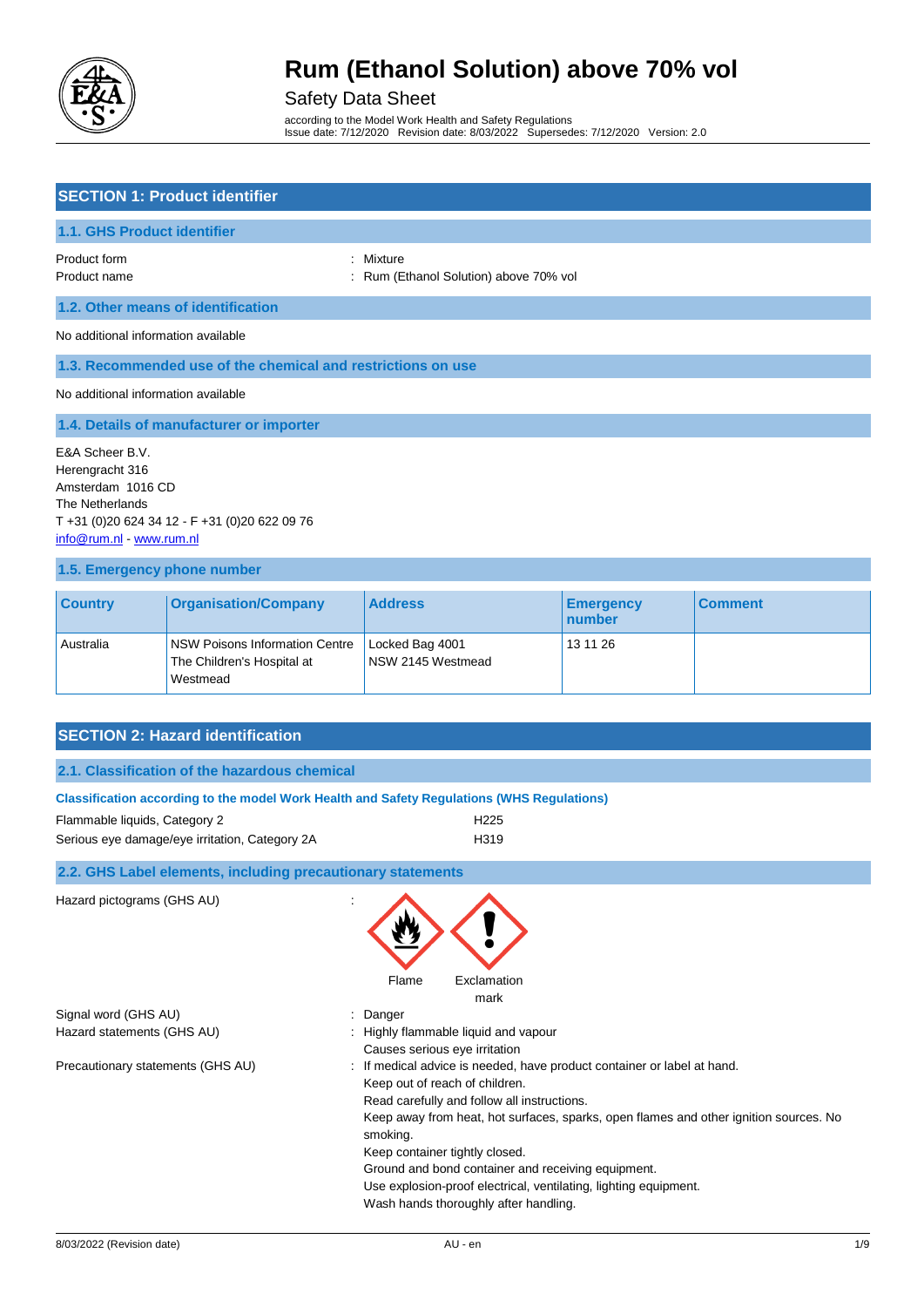# Rum (Ethanol Solution) above 70% vol

Safety Data Sheet

according to the Model Work Health and Safety Regulations
Issue date: 7/12/2020 Revision date: 8/03/2022 Supersedes: 7/12/2020 Version: 2.0

## SECTION 1: Product identifier

### 1.1. GHS Product identifier

Product form : Mixture
Product name : Rum (Ethanol Solution) above 70% vol

### 1.2. Other means of identification

No additional information available

### 1.3. Recommended use of the chemical and restrictions on use

No additional information available

### 1.4. Details of manufacturer or importer

E&A Scheer B.V.
Herengracht 316
Amsterdam 1016 CD
The Netherlands
T +31 (0)20 624 34 12 - F +31 (0)20 622 09 76
info@rum.nl - www.rum.nl

### 1.5. Emergency phone number

| Country | Organisation/Company | Address | Emergency number | Comment |
|---|---|---|---|---|
| Australia | NSW Poisons Information Centre The Children's Hospital at Westmead | Locked Bag 4001 NSW 2145 Westmead | 13 11 26 | |

## SECTION 2: Hazard identification

### 2.1. Classification of the hazardous chemical

**Classification according to the model Work Health and Safety Regulations (WHS Regulations)**

Flammable liquids, Category 2 H225
Serious eye damage/eye irritation, Category 2A H319

### 2.2. GHS Label elements, including precautionary statements

Hazard pictograms (GHS AU) :

Flame Exclamation mark

Signal word (GHS AU) : Danger

Hazard statements (GHS AU) : Highly flammable liquid and vapour
Causes serious eye irritation

Precautionary statements (GHS AU) : If medical advice is needed, have product container or label at hand.
Keep out of reach of children.
Read carefully and follow all instructions.
Keep away from heat, hot surfaces, sparks, open flames and other ignition sources. No smoking.
Keep container tightly closed.
Ground and bond container and receiving equipment.
Use explosion-proof electrical, ventilating, lighting equipment.
Wash hands thoroughly after handling.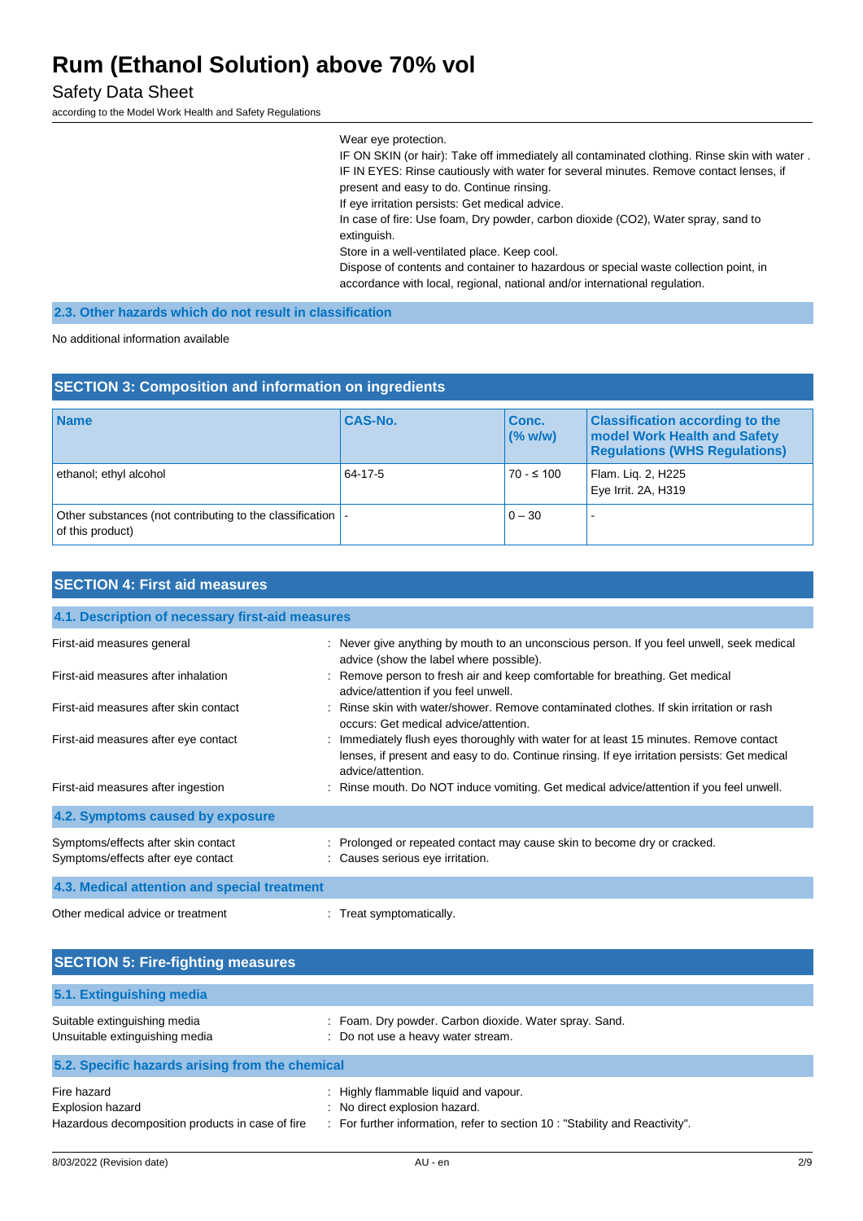Wear eye protection.
IF ON SKIN (or hair): Take off immediately all contaminated clothing. Rinse skin with water .
IF IN EYES: Rinse cautiously with water for several minutes. Remove contact lenses, if present and easy to do. Continue rinsing.
If eye irritation persists: Get medical advice.
In case of fire: Use foam, Dry powder, carbon dioxide ($CO_2$), Water spray, sand to extinguish.
Store in a well-ventilated place. Keep cool.
Dispose of contents and container to hazardous or special waste collection point, in accordance with local, regional, national and/or international regulation.

### 2.3. Other hazards which do not result in classification

No additional information available

## SECTION 3: Composition and information on ingredients

| Name | CAS-No. | Conc. (% w/w) | Classification according to the model Work Health and Safety Regulations (WHS Regulations) |
|---|---|---|---|
| ethanol; ethyl alcohol | 64-17-5 | 70 - ≤ 100 | Flam. Liq. 2, H225<br>Eye Irrit. 2A, H319 |
| Other substances (not contributing to the classification of this product) | - | 0 – 30 | - |

## SECTION 4: First aid measures

### 4.1. Description of necessary first-aid measures

First-aid measures general : Never give anything by mouth to an unconscious person. If you feel unwell, seek medical advice (show the label where possible).

First-aid measures after inhalation : Remove person to fresh air and keep comfortable for breathing. Get medical advice/attention if you feel unwell.

First-aid measures after skin contact : Rinse skin with water/shower. Remove contaminated clothes. If skin irritation or rash occurs: Get medical advice/attention.

First-aid measures after eye contact : Immediately flush eyes thoroughly with water for at least 15 minutes. Remove contact lenses, if present and easy to do. Continue rinsing. If eye irritation persists: Get medical advice/attention.

First-aid measures after ingestion : Rinse mouth. Do NOT induce vomiting. Get medical advice/attention if you feel unwell.

### 4.2. Symptoms caused by exposure

Symptoms/effects after skin contact : Prolonged or repeated contact may cause skin to become dry or cracked.

Symptoms/effects after eye contact : Causes serious eye irritation.

### 4.3. Medical attention and special treatment

Other medical advice or treatment : Treat symptomatically.

## SECTION 5: Fire-fighting measures

### 5.1. Extinguishing media

Suitable extinguishing media : Foam. Dry powder. Carbon dioxide. Water spray. Sand.

Unsuitable extinguishing media : Do not use a heavy water stream.

### 5.2. Specific hazards arising from the chemical

Fire hazard : Highly flammable liquid and vapour.

Explosion hazard : No direct explosion hazard.

Hazardous decomposition products in case of fire : For further information, refer to section 10 : "Stability and Reactivity".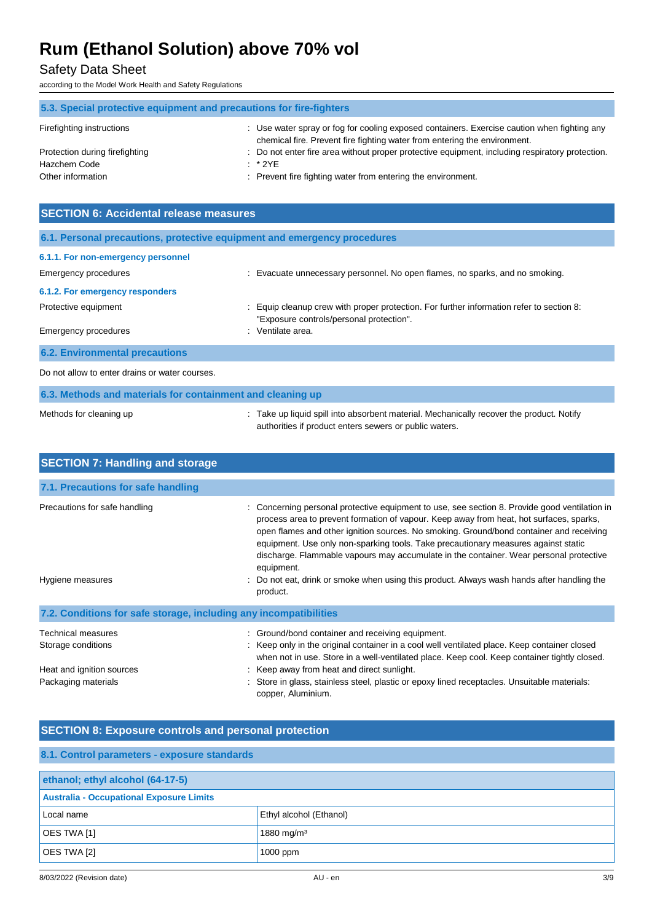### 5.3. Special protective equipment and precautions for fire-fighters

Firefighting instructions : Use water spray or fog for cooling exposed containers. Exercise caution when fighting any chemical fire. Prevent fire fighting water from entering the environment.

Protection during firefighting : Do not enter fire area without proper protective equipment, including respiratory protection.

Hazchem Code : * 2YE

Other information : Prevent fire fighting water from entering the environment.

## SECTION 6: Accidental release measures

### 6.1. Personal precautions, protective equipment and emergency procedures

#### 6.1.1. For non-emergency personnel

Emergency procedures : Evacuate unnecessary personnel. No open flames, no sparks, and no smoking.

#### 6.1.2. For emergency responders

Protective equipment : Equip cleanup crew with proper protection. For further information refer to section 8: "Exposure controls/personal protection".

Emergency procedures : Ventilate area.

### 6.2. Environmental precautions

Do not allow to enter drains or water courses.

### 6.3. Methods and materials for containment and cleaning up

Methods for cleaning up : Take up liquid spill into absorbent material. Mechanically recover the product. Notify authorities if product enters sewers or public waters.

## SECTION 7: Handling and storage

### 7.1. Precautions for safe handling

Precautions for safe handling : Concerning personal protective equipment to use, see section 8. Provide good ventilation in process area to prevent formation of vapour. Keep away from heat, hot surfaces, sparks, open flames and other ignition sources. No smoking. Ground/bond container and receiving equipment. Use only non-sparking tools. Take precautionary measures against static discharge. Flammable vapours may accumulate in the container. Wear personal protective equipment.

Hygiene measures : Do not eat, drink or smoke when using this product. Always wash hands after handling the product.

### 7.2. Conditions for safe storage, including any incompatibilities

Technical measures : Ground/bond container and receiving equipment.

Storage conditions : Keep only in the original container in a cool well ventilated place. Keep container closed when not in use. Store in a well-ventilated place. Keep cool. Keep container tightly closed.

Heat and ignition sources : Keep away from heat and direct sunlight.

Packaging materials : Store in glass, stainless steel, plastic or epoxy lined receptacles. Unsuitable materials: copper, Aluminium.

## SECTION 8: Exposure controls and personal protection

### 8.1. Control parameters - exposure standards

| ethanol; ethyl alcohol (64-17-5) | |
|---|---|
| **Australia - Occupational Exposure Limits** | |
| Local name | Ethyl alcohol (Ethanol) |
| OES TWA [1] | 1880 mg/m³ |
| OES TWA [2] | 1000 ppm |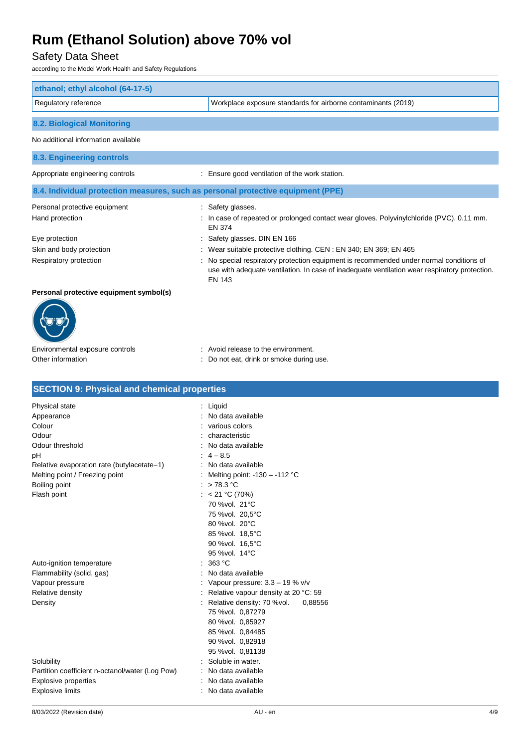| ethanol; ethyl alcohol (64-17-5) | |
|---|---|
| Regulatory reference | Workplace exposure standards for airborne contaminants (2019) |

### 8.2. Biological Monitoring

No additional information available

### 8.3. Engineering controls

Appropriate engineering controls : Ensure good ventilation of the work station.

### 8.4. Individual protection measures, such as personal protective equipment (PPE)

| | |
|---|---|
| Personal protective equipment | : Safety glasses. |
| Hand protection | : In case of repeated or prolonged contact wear gloves. Polyvinylchloride (PVC). 0.11 mm. EN 374 |
| Eye protection | : Safety glasses. DIN EN 166 |
| Skin and body protection | : Wear suitable protective clothing. CEN : EN 340; EN 369; EN 465 |
| Respiratory protection | : No special respiratory protection equipment is recommended under normal conditions of use with adequate ventilation. In case of inadequate ventilation wear respiratory protection. EN 143 |

**Personal protective equipment symbol(s)**

| | |
|---|---|
| Environmental exposure controls | : Avoid release to the environment. |
| Other information | : Do not eat, drink or smoke during use. |

## SECTION 9: Physical and chemical properties

| | |
|---|---|
| Physical state | : Liquid |
| Appearance | : No data available |
| Colour | : various colors |
| Odour | : characteristic |
| Odour threshold | : No data available |
| pH | : 4 – 8.5 |
| Relative evaporation rate (butylacetate=1) | : No data available |
| Melting point / Freezing point | : Melting point: -130 – -112 °C |
| Boiling point | : > 78.3 °C |
| Flash point | : < 21 °C (70%)<br>70 %vol. 21°C<br>75 %vol. 20,5°C<br>80 %vol. 20°C<br>85 %vol. 18,5°C<br>90 %vol. 16,5°C<br>95 %vol. 14°C |
| Auto-ignition temperature | : 363 °C |
| Flammability (solid, gas) | : No data available |
| Vapour pressure | : Vapour pressure: 3.3 – 19 % v/v |
| Relative density | : Relative vapour density at 20 °C: 59 |
| Density | : Relative density: 70 %vol. 0,88556<br>75 %vol. 0,87279<br>80 %vol. 0,85927<br>85 %vol. 0,84485<br>90 %vol. 0,82918<br>95 %vol. 0,81138 |
| Solubility | : Soluble in water. |
| Partition coefficient n-octanol/water (Log Pow) | : No data available |
| Explosive properties | : No data available |
| Explosive limits | : No data available |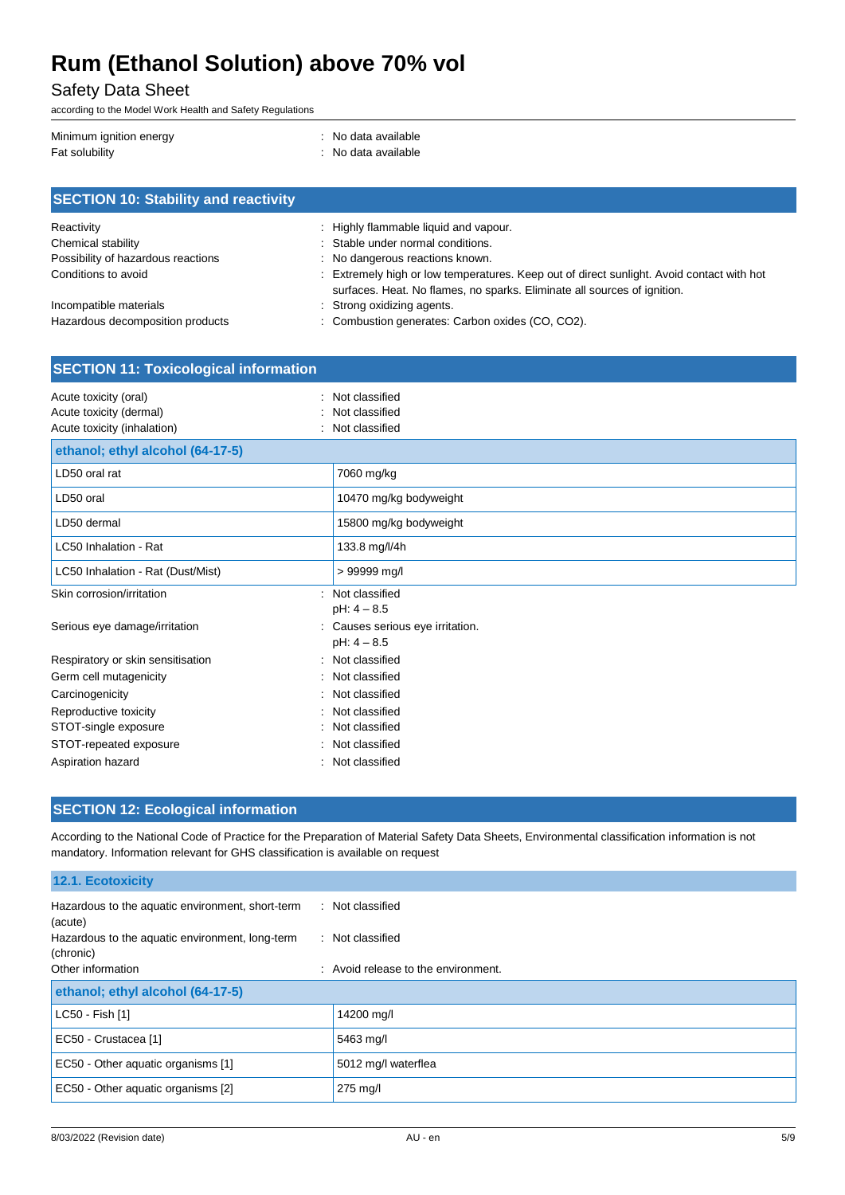| | |
|---|---|
| Minimum ignition energy | : No data available |
| Fat solubility | : No data available |

## SECTION 10: Stability and reactivity

| | |
|---|---|
| Reactivity | : Highly flammable liquid and vapour. |
| Chemical stability | : Stable under normal conditions. |
| Possibility of hazardous reactions | : No dangerous reactions known. |
| Conditions to avoid | : Extremely high or low temperatures. Keep out of direct sunlight. Avoid contact with hot surfaces. Heat. No flames, no sparks. Eliminate all sources of ignition. |
| Incompatible materials | : Strong oxidizing agents. |
| Hazardous decomposition products | : Combustion generates: Carbon oxides (CO, $CO_2$). |

## SECTION 11: Toxicological information

| | |
|---|---|
| Acute toxicity (oral) | : Not classified |
| Acute toxicity (dermal) | : Not classified |
| Acute toxicity (inhalation) | : Not classified |

| ethanol; ethyl alcohol (64-17-5) | |
|---|---|
| LD50 oral rat | 7060 mg/kg |
| LD50 oral | 10470 mg/kg bodyweight |
| LD50 dermal | 15800 mg/kg bodyweight |
| LC50 Inhalation - Rat | 133.8 mg/l/4h |
| LC50 Inhalation - Rat (Dust/Mist) | > 99999 mg/l |

| | |
|---|---|
| Skin corrosion/irritation | : Not classified<br>pH: 4 – 8.5 |
| Serious eye damage/irritation | : Causes serious eye irritation.<br>pH: 4 – 8.5 |
| Respiratory or skin sensitisation | : Not classified |
| Germ cell mutagenicity | : Not classified |
| Carcinogenicity | : Not classified |
| Reproductive toxicity | : Not classified |
| STOT-single exposure | : Not classified |
| STOT-repeated exposure | : Not classified |
| Aspiration hazard | : Not classified |

## SECTION 12: Ecological information

According to the National Code of Practice for the Preparation of Material Safety Data Sheets, Environmental classification information is not mandatory. Information relevant for GHS classification is available on request

### 12.1. Ecotoxicity

| | |
|---|---|
| Hazardous to the aquatic environment, short-term (acute) | : Not classified |
| Hazardous to the aquatic environment, long-term (chronic) | : Not classified |
| Other information | : Avoid release to the environment. |

| ethanol; ethyl alcohol (64-17-5) | |
|---|---|
| LC50 - Fish [1] | 14200 mg/l |
| EC50 - Crustacea [1] | 5463 mg/l |
| EC50 - Other aquatic organisms [1] | 5012 mg/l waterflea |
| EC50 - Other aquatic organisms [2] | 275 mg/l |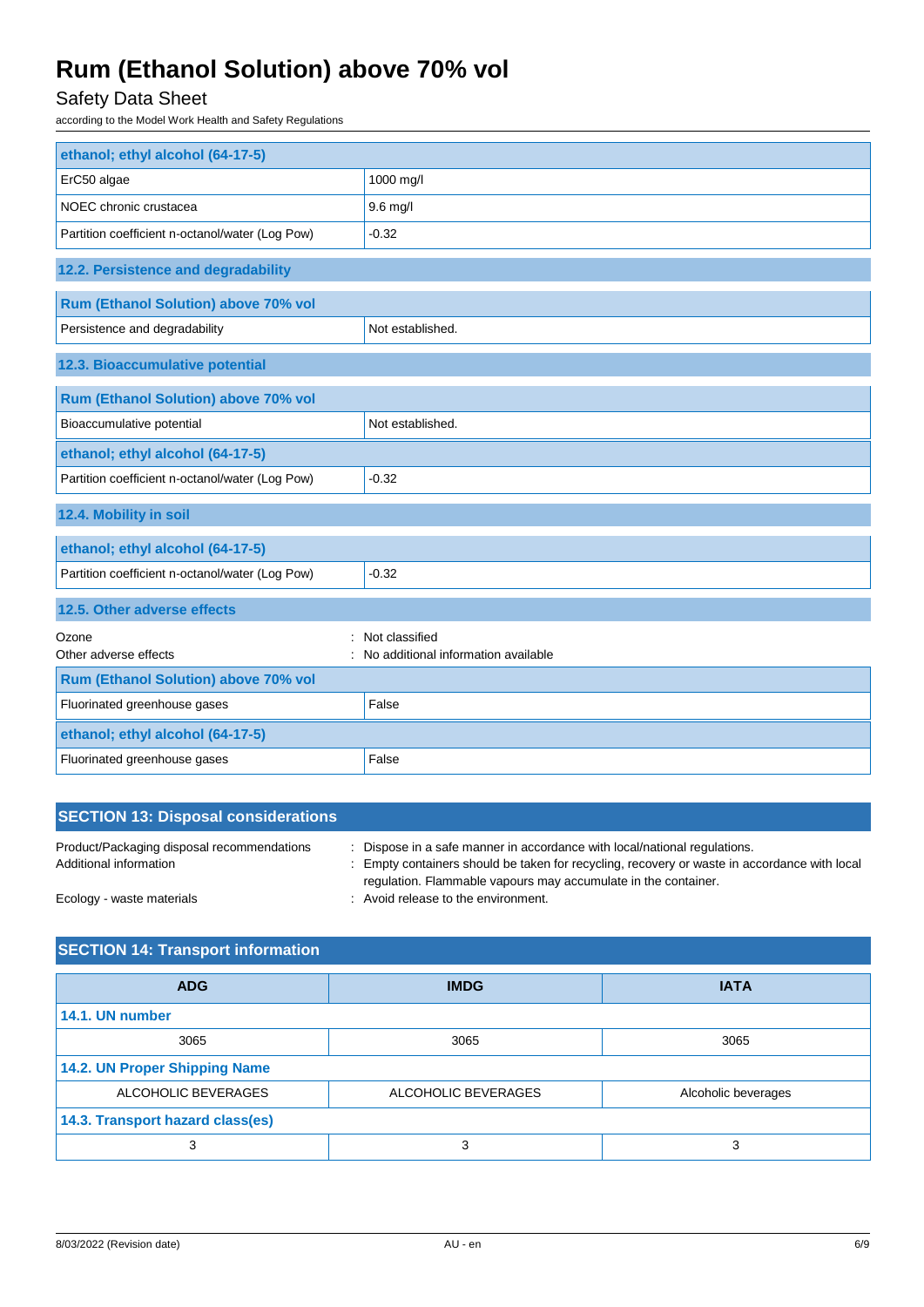| ethanol; ethyl alcohol (64-17-5) | |
|---|---|
| ErC50 algae | 1000 mg/l |
| NOEC chronic crustacea | 9.6 mg/l |
| Partition coefficient n-octanol/water (Log Pow) | -0.32 |

### 12.2. Persistence and degradability

| Rum (Ethanol Solution) above 70% vol | |
|---|---|
| Persistence and degradability | Not established. |

### 12.3. Bioaccumulative potential

| Rum (Ethanol Solution) above 70% vol | |
|---|---|
| Bioaccumulative potential | Not established. |
| **ethanol; ethyl alcohol (64-17-5)** | |
| Partition coefficient n-octanol/water (Log Pow) | -0.32 |

### 12.4. Mobility in soil

| ethanol; ethyl alcohol (64-17-5) | |
|---|---|
| Partition coefficient n-octanol/water (Log Pow) | -0.32 |

### 12.5. Other adverse effects

Ozone : Not classified
Other adverse effects : No additional information available

| Rum (Ethanol Solution) above 70% vol | |
|---|---|
| Fluorinated greenhouse gases | False |
| **ethanol; ethyl alcohol (64-17-5)** | |
| Fluorinated greenhouse gases | False |

## SECTION 13: Disposal considerations

Product/Packaging disposal recommendations : Dispose in a safe manner in accordance with local/national regulations.
Additional information : Empty containers should be taken for recycling, recovery or waste in accordance with local regulation. Flammable vapours may accumulate in the container.
Ecology - waste materials : Avoid release to the environment.

## SECTION 14: Transport information

| ADG | IMDG | IATA |
|---|---|---|
| **14.1. UN number** | | |
| 3065 | 3065 | 3065 |
| **14.2. UN Proper Shipping Name** | | |
| ALCOHOLIC BEVERAGES | ALCOHOLIC BEVERAGES | Alcoholic beverages |
| **14.3. Transport hazard class(es)** | | |
| 3 | 3 | 3 |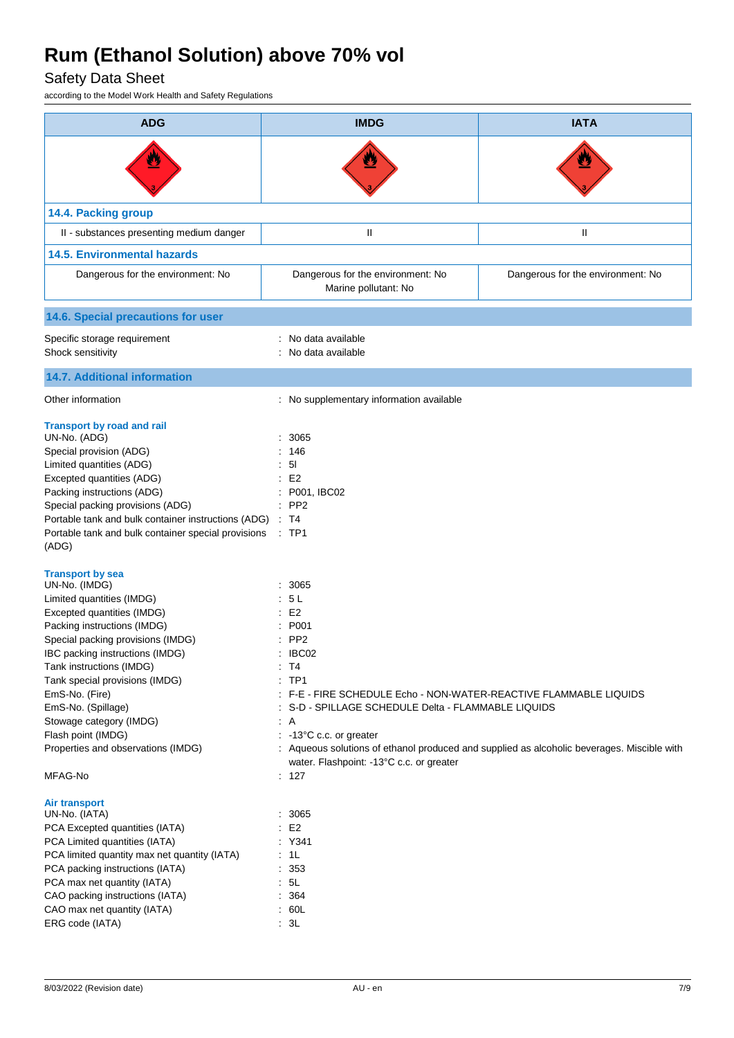| ADG | IMDG | IATA |
|---|---|---|
| | | |
| **14.4. Packing group** | | |
| II - substances presenting medium danger | II | II |
| **14.5. Environmental hazards** | | |
| Dangerous for the environment: No | Dangerous for the environment: No<br>Marine pollutant: No | Dangerous for the environment: No |

## 14.6. Special precautions for user

Specific storage requirement : No data available
Shock sensitivity : No data available

## 14.7. Additional information

Other information : No supplementary information available

**Transport by road and rail**

UN-No. (ADG) : 3065
Special provision (ADG) : 146
Limited quantities (ADG) : 5l
Excepted quantities (ADG) : E2
Packing instructions (ADG) : P001, IBC02
Special packing provisions (ADG) : PP2
Portable tank and bulk container instructions (ADG) : T4
Portable tank and bulk container special provisions (ADG) : TP1

**Transport by sea**

UN-No. (IMDG) : 3065
Limited quantities (IMDG) : 5 L
Excepted quantities (IMDG) : E2
Packing instructions (IMDG) : P001
Special packing provisions (IMDG) : PP2
IBC packing instructions (IMDG) : IBC02
Tank instructions (IMDG) : T4
Tank special provisions (IMDG) : TP1
EmS-No. (Fire) : F-E - FIRE SCHEDULE Echo - NON-WATER-REACTIVE FLAMMABLE LIQUIDS
EmS-No. (Spillage) : S-D - SPILLAGE SCHEDULE Delta - FLAMMABLE LIQUIDS
Stowage category (IMDG) : A
Flash point (IMDG) : -13°C c.c. or greater
Properties and observations (IMDG) : Aqueous solutions of ethanol produced and supplied as alcoholic beverages. Miscible with water. Flashpoint: -13°C c.c. or greater
MFAG-No : 127

**Air transport**

UN-No. (IATA) : 3065
PCA Excepted quantities (IATA) : E2
PCA Limited quantities (IATA) : Y341
PCA limited quantity max net quantity (IATA) : 1L
PCA packing instructions (IATA) : 353
PCA max net quantity (IATA) : 5L
CAO packing instructions (IATA) : 364
CAO max net quantity (IATA) : 60L
ERG code (IATA) : 3L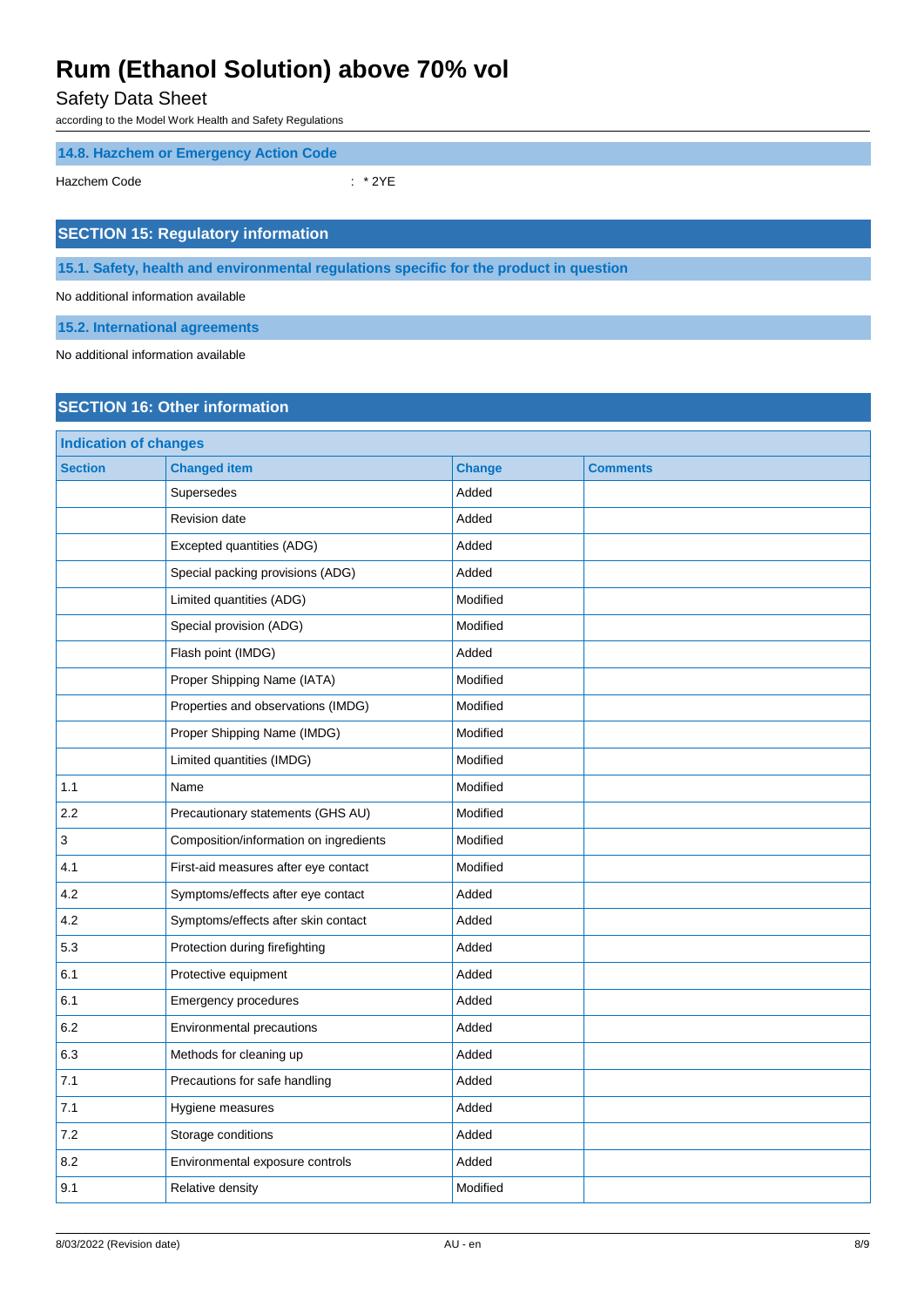### 14.8. Hazchem or Emergency Action Code

Hazchem Code : * 2YE

## SECTION 15: Regulatory information

### 15.1. Safety, health and environmental regulations specific for the product in question

No additional information available

### 15.2. International agreements

No additional information available

## SECTION 16: Other information

| Indication of changes | | | |
|---|---|---|---|
| **Section** | **Changed item** | **Change** | **Comments** |
| | Supersedes | Added | |
| | Revision date | Added | |
| | Excepted quantities (ADG) | Added | |
| | Special packing provisions (ADG) | Added | |
| | Limited quantities (ADG) | Modified | |
| | Special provision (ADG) | Modified | |
| | Flash point (IMDG) | Added | |
| | Proper Shipping Name (IATA) | Modified | |
| | Properties and observations (IMDG) | Modified | |
| | Proper Shipping Name (IMDG) | Modified | |
| | Limited quantities (IMDG) | Modified | |
| 1.1 | Name | Modified | |
| 2.2 | Precautionary statements (GHS AU) | Modified | |
| 3 | Composition/information on ingredients | Modified | |
| 4.1 | First-aid measures after eye contact | Modified | |
| 4.2 | Symptoms/effects after eye contact | Added | |
| 4.2 | Symptoms/effects after skin contact | Added | |
| 5.3 | Protection during firefighting | Added | |
| 6.1 | Protective equipment | Added | |
| 6.1 | Emergency procedures | Added | |
| 6.2 | Environmental precautions | Added | |
| 6.3 | Methods for cleaning up | Added | |
| 7.1 | Precautions for safe handling | Added | |
| 7.1 | Hygiene measures | Added | |
| 7.2 | Storage conditions | Added | |
| 8.2 | Environmental exposure controls | Added | |
| 9.1 | Relative density | Modified | |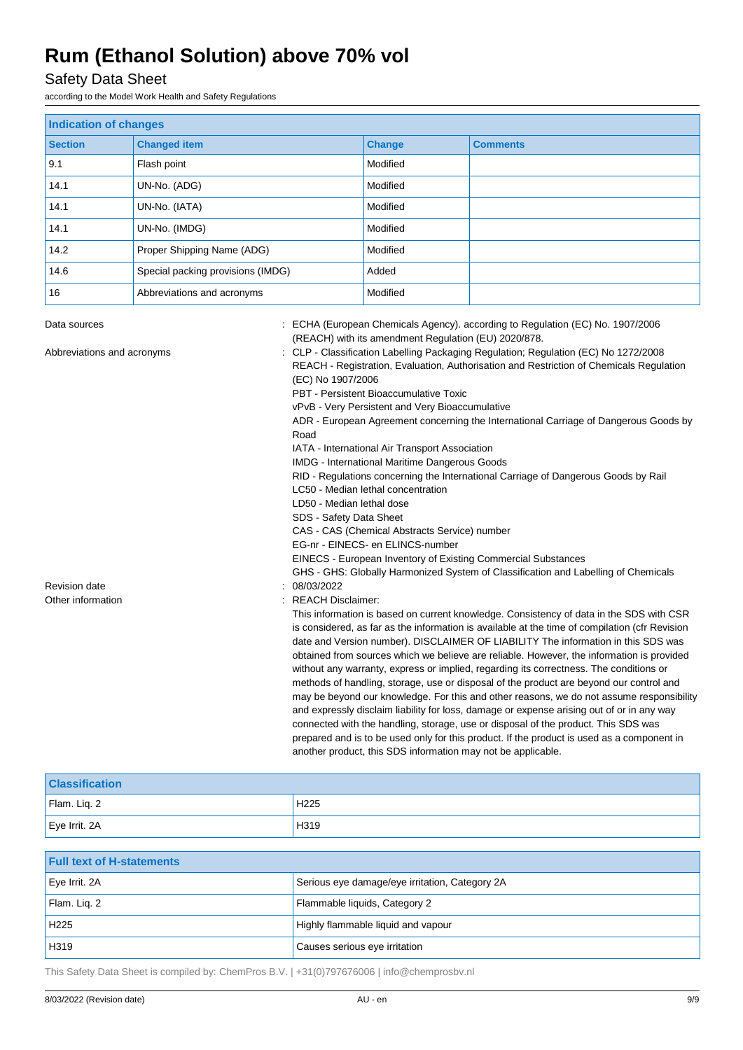# Rum (Ethanol Solution) above 70% vol

## Safety Data Sheet

according to the Model Work Health and Safety Regulations

| Indication of changes | | | |
|---|---|---|---|
| **Section** | **Changed item** | **Change** | **Comments** |
| 9.1 | Flash point | Modified | |
| 14.1 | UN-No. (ADG) | Modified | |
| 14.1 | UN-No. (IATA) | Modified | |
| 14.1 | UN-No. (IMDG) | Modified | |
| 14.2 | Proper Shipping Name (ADG) | Modified | |
| 14.6 | Special packing provisions (IMDG) | Added | |
| 16 | Abbreviations and acronyms | Modified | |

Data sources : ECHA (European Chemicals Agency). according to Regulation (EC) No. 1907/2006 (REACH) with its amendment Regulation (EU) 2020/878.

Abbreviations and acronyms : CLP - Classification Labelling Packaging Regulation; Regulation (EC) No 1272/2008
REACH - Registration, Evaluation, Authorisation and Restriction of Chemicals Regulation (EC) No 1907/2006
PBT - Persistent Bioaccumulative Toxic
vPvB - Very Persistent and Very Bioaccumulative
ADR - European Agreement concerning the International Carriage of Dangerous Goods by Road
IATA - International Air Transport Association
IMDG - International Maritime Dangerous Goods
RID - Regulations concerning the International Carriage of Dangerous Goods by Rail
LC50 - Median lethal concentration
LD50 - Median lethal dose
SDS - Safety Data Sheet
CAS - CAS (Chemical Abstracts Service) number
EG-nr - EINECS- en ELINCS-number
EINECS - European Inventory of Existing Commercial Substances
GHS - GHS: Globally Harmonized System of Classification and Labelling of Chemicals

Revision date : 08/03/2022

Other information : REACH Disclaimer:
This information is based on current knowledge. Consistency of data in the SDS with CSR is considered, as far as the information is available at the time of compilation (cfr Revision date and Version number). DISCLAIMER OF LIABILITY The information in this SDS was obtained from sources which we believe are reliable. However, the information is provided without any warranty, express or implied, regarding its correctness. The conditions or methods of handling, storage, use or disposal of the product are beyond our control and may be beyond our knowledge. For this and other reasons, we do not assume responsibility and expressly disclaim liability for loss, damage or expense arising out of or in any way connected with the handling, storage, use or disposal of the product. This SDS was prepared and is to be used only for this product. If the product is used as a component in another product, this SDS information may not be applicable.

| Classification | |
|---|---|
| Flam. Liq. 2 | H225 |
| Eye Irrit. 2A | H319 |

| Full text of H-statements | |
|---|---|
| Eye Irrit. 2A | Serious eye damage/eye irritation, Category 2A |
| Flam. Liq. 2 | Flammable liquids, Category 2 |
| H225 | Highly flammable liquid and vapour |
| H319 | Causes serious eye irritation |

This Safety Data Sheet is compiled by: ChemPros B.V. | +31(0)797676006 | info@chemprosbv.nl